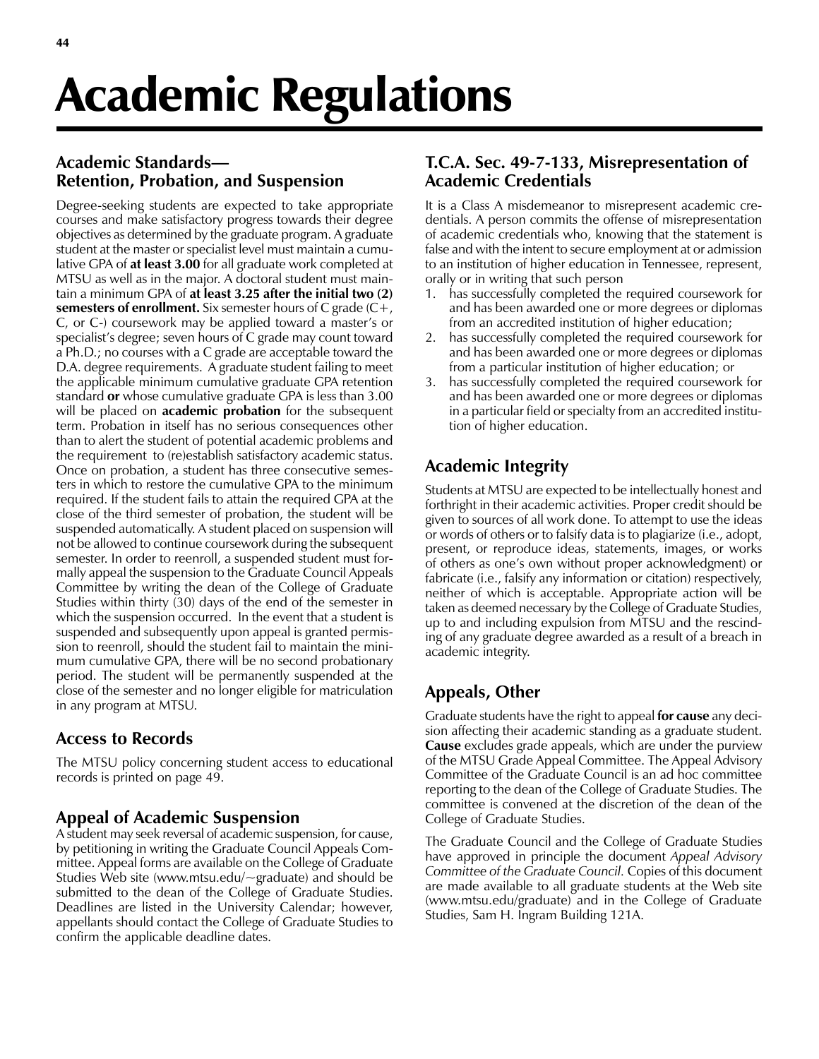# Academic Regulations

## Academic Standards—Retention, Probation, and Suspension

Degree-seeking students are expected to take appropriate courses and make satisfactory progress towards their degree objectives as determined by the graduate program. A graduate student at the master or specialist level must maintain a cumulative GPA of **at least 3.00** for all graduate work completed at MTSU as well as in the major. A doctoral student must maintain a minimum GPA of **at least 3.25 after the initial two (2) semesters of enrollment.** Six semester hours of C grade (C+, C, or C-) coursework may be applied toward a master's or specialist's degree; seven hours of C grade may count toward a Ph.D.; no courses with a C grade are acceptable toward the D.A. degree requirements. A graduate student failing to meet the applicable minimum cumulative graduate GPA retention standard **or** whose cumulative graduate GPA is less than 3.00 will be placed on **academic probation** for the subsequent term. Probation in itself has no serious consequences other than to alert the student of potential academic problems and the requirement to (re)establish satisfactory academic status. Once on probation, a student has three consecutive semesters in which to restore the cumulative GPA to the minimum required. If the student fails to attain the required GPA at the close of the third semester of probation, the student will be suspended automatically. A student placed on suspension will not be allowed to continue coursework during the subsequent semester. In order to reenroll, a suspended student must formally appeal the suspension to the Graduate Council Appeals Committee by writing the dean of the College of Graduate Studies within thirty (30) days of the end of the semester in which the suspension occurred. In the event that a student is suspended and subsequently upon appeal is granted permission to reenroll, should the student fail to maintain the minimum cumulative GPA, there will be no second probationary period. The student will be permanently suspended at the close of the semester and no longer eligible for matriculation in any program at MTSU.

## Access to Records

The MTSU policy concerning student access to educational records is printed on page 49.

## Appeal of Academic Suspension

A student may seek reversal of academic suspension, for cause, by petitioning in writing the Graduate Council Appeals Committee. Appeal forms are available on the College of Graduate Studies Web site (www.mtsu.edu/~graduate) and should be submitted to the dean of the College of Graduate Studies. Deadlines are listed in the University Calendar; however, appellants should contact the College of Graduate Studies to confirm the applicable deadline dates.

## T.C.A. Sec. 49-7-133, Misrepresentation of Academic Credentials

It is a Class A misdemeanor to misrepresent academic credentials. A person commits the offense of misrepresentation of academic credentials who, knowing that the statement is false and with the intent to secure employment at or admission to an institution of higher education in Tennessee, represent, orally or in writing that such person

1. has successfully completed the required coursework for and has been awarded one or more degrees or diplomas from an accredited institution of higher education;
2. has successfully completed the required coursework for and has been awarded one or more degrees or diplomas from a particular institution of higher education; or
3. has successfully completed the required coursework for and has been awarded one or more degrees or diplomas in a particular field or specialty from an accredited institution of higher education.

## Academic Integrity

Students at MTSU are expected to be intellectually honest and forthright in their academic activities. Proper credit should be given to sources of all work done. To attempt to use the ideas or words of others or to falsify data is to plagiarize (i.e., adopt, present, or reproduce ideas, statements, images, or works of others as one's own without proper acknowledgment) or fabricate (i.e., falsify any information or citation) respectively, neither of which is acceptable. Appropriate action will be taken as deemed necessary by the College of Graduate Studies, up to and including expulsion from MTSU and the rescinding of any graduate degree awarded as a result of a breach in academic integrity.

## Appeals, Other

Graduate students have the right to appeal **for cause** any decision affecting their academic standing as a graduate student. **Cause** excludes grade appeals, which are under the purview of the MTSU Grade Appeal Committee. The Appeal Advisory Committee of the Graduate Council is an ad hoc committee reporting to the dean of the College of Graduate Studies. The committee is convened at the discretion of the dean of the College of Graduate Studies.

The Graduate Council and the College of Graduate Studies have approved in principle the document *Appeal Advisory Committee of the Graduate Council.* Copies of this document are made available to all graduate students at the Web site (www.mtsu.edu/graduate) and in the College of Graduate Studies, Sam H. Ingram Building 121A.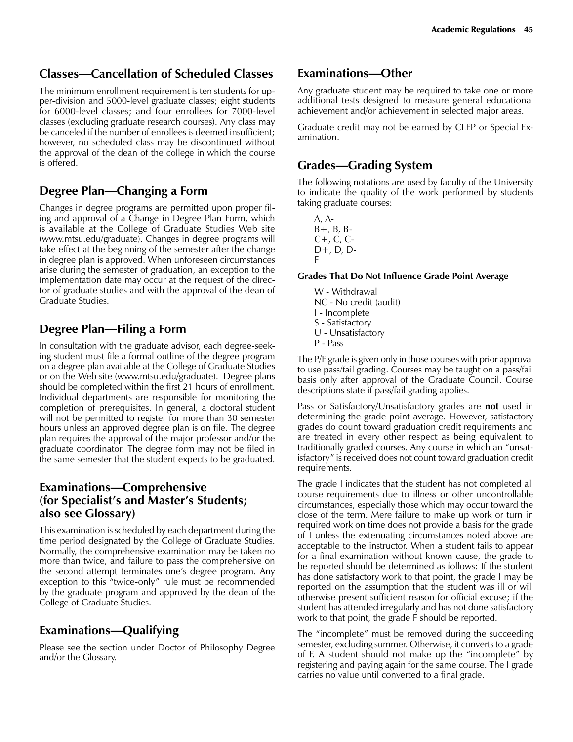## Classes—Cancellation of Scheduled Classes

The minimum enrollment requirement is ten students for upper-division and 5000-level graduate classes; eight students for 6000-level classes; and four enrollees for 7000-level classes (excluding graduate research courses). Any class may be canceled if the number of enrollees is deemed insufficient; however, no scheduled class may be discontinued without the approval of the dean of the college in which the course is offered.

## Degree Plan—Changing a Form

Changes in degree programs are permitted upon proper filing and approval of a Change in Degree Plan Form, which is available at the College of Graduate Studies Web site (www.mtsu.edu/graduate). Changes in degree programs will take effect at the beginning of the semester after the change in degree plan is approved. When unforeseen circumstances arise during the semester of graduation, an exception to the implementation date may occur at the request of the director of graduate studies and with the approval of the dean of Graduate Studies.

## Degree Plan—Filing a Form

In consultation with the graduate advisor, each degree-seeking student must file a formal outline of the degree program on a degree plan available at the College of Graduate Studies or on the Web site (www.mtsu.edu/graduate). Degree plans should be completed within the first 21 hours of enrollment. Individual departments are responsible for monitoring the completion of prerequisites. In general, a doctoral student will not be permitted to register for more than 30 semester hours unless an approved degree plan is on file. The degree plan requires the approval of the major professor and/or the graduate coordinator. The degree form may not be filed in the same semester that the student expects to be graduated.

## Examinations—Comprehensive (for Specialist's and Master's Students; also see Glossary)

This examination is scheduled by each department during the time period designated by the College of Graduate Studies. Normally, the comprehensive examination may be taken no more than twice, and failure to pass the comprehensive on the second attempt terminates one's degree program. Any exception to this "twice-only" rule must be recommended by the graduate program and approved by the dean of the College of Graduate Studies.

## Examinations—Qualifying

Please see the section under Doctor of Philosophy Degree and/or the Glossary.

## Examinations—Other

Any graduate student may be required to take one or more additional tests designed to measure general educational achievement and/or achievement in selected major areas.

Graduate credit may not be earned by CLEP or Special Examination.

## Grades—Grading System

The following notations are used by faculty of the University to indicate the quality of the work performed by students taking graduate courses:

A, A-
B+, B, B-
C+, C, C-
D+, D, D-
F

#### Grades That Do Not Influence Grade Point Average

W - Withdrawal
NC - No credit (audit)
I - Incomplete
S - Satisfactory
U - Unsatisfactory
P - Pass

The P/F grade is given only in those courses with prior approval to use pass/fail grading. Courses may be taught on a pass/fail basis only after approval of the Graduate Council. Course descriptions state if pass/fail grading applies.

Pass or Satisfactory/Unsatisfactory grades are **not** used in determining the grade point average. However, satisfactory grades do count toward graduation credit requirements and are treated in every other respect as being equivalent to traditionally graded courses. Any course in which an "unsatisfactory" is received does not count toward graduation credit requirements.

The grade I indicates that the student has not completed all course requirements due to illness or other uncontrollable circumstances, especially those which may occur toward the close of the term. Mere failure to make up work or turn in required work on time does not provide a basis for the grade of I unless the extenuating circumstances noted above are acceptable to the instructor. When a student fails to appear for a final examination without known cause, the grade to be reported should be determined as follows: If the student has done satisfactory work to that point, the grade I may be reported on the assumption that the student was ill or will otherwise present sufficient reason for official excuse; if the student has attended irregularly and has not done satisfactory work to that point, the grade F should be reported.

The "incomplete" must be removed during the succeeding semester, excluding summer. Otherwise, it converts to a grade of F. A student should not make up the "incomplete" by registering and paying again for the same course. The I grade carries no value until converted to a final grade.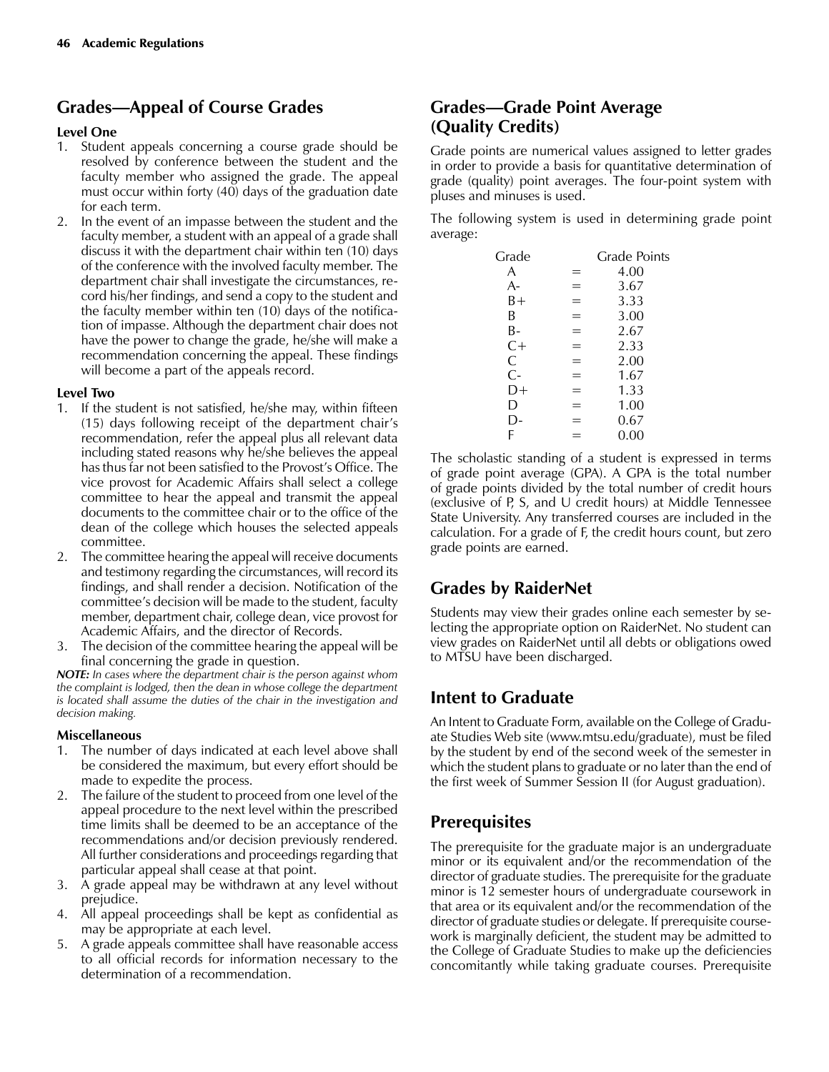## Grades—Appeal of Course Grades

**Level One**

1. Student appeals concerning a course grade should be resolved by conference between the student and the faculty member who assigned the grade. The appeal must occur within forty (40) days of the graduation date for each term.
2. In the event of an impasse between the student and the faculty member, a student with an appeal of a grade shall discuss it with the department chair within ten (10) days of the conference with the involved faculty member. The department chair shall investigate the circumstances, record his/her findings, and send a copy to the student and the faculty member within ten (10) days of the notification of impasse. Although the department chair does not have the power to change the grade, he/she will make a recommendation concerning the appeal. These findings will become a part of the appeals record.

**Level Two**

1. If the student is not satisfied, he/she may, within fifteen (15) days following receipt of the department chair's recommendation, refer the appeal plus all relevant data including stated reasons why he/she believes the appeal has thus far not been satisfied to the Provost's Office. The vice provost for Academic Affairs shall select a college committee to hear the appeal and transmit the appeal documents to the committee chair or to the office of the dean of the college which houses the selected appeals committee.
2. The committee hearing the appeal will receive documents and testimony regarding the circumstances, will record its findings, and shall render a decision. Notification of the committee's decision will be made to the student, faculty member, department chair, college dean, vice provost for Academic Affairs, and the director of Records.
3. The decision of the committee hearing the appeal will be final concerning the grade in question.

***NOTE:*** *In cases where the department chair is the person against whom the complaint is lodged, then the dean in whose college the department is located shall assume the duties of the chair in the investigation and decision making.*

**Miscellaneous**

1. The number of days indicated at each level above shall be considered the maximum, but every effort should be made to expedite the process.
2. The failure of the student to proceed from one level of the appeal procedure to the next level within the prescribed time limits shall be deemed to be an acceptance of the recommendations and/or decision previously rendered. All further considerations and proceedings regarding that particular appeal shall cease at that point.
3. A grade appeal may be withdrawn at any level without prejudice.
4. All appeal proceedings shall be kept as confidential as may be appropriate at each level.
5. A grade appeals committee shall have reasonable access to all official records for information necessary to the determination of a recommendation.

## Grades—Grade Point Average (Quality Credits)

Grade points are numerical values assigned to letter grades in order to provide a basis for quantitative determination of grade (quality) point averages. The four-point system with pluses and minuses is used.

The following system is used in determining grade point average:

| Grade | | Grade Points |
|---|---|---|
| A | = | 4.00 |
| A- | = | 3.67 |
| B+ | = | 3.33 |
| B | = | 3.00 |
| B- | = | 2.67 |
| C+ | = | 2.33 |
| C | = | 2.00 |
| C- | = | 1.67 |
| D+ | = | 1.33 |
| D | = | 1.00 |
| D- | = | 0.67 |
| F | = | 0.00 |

The scholastic standing of a student is expressed in terms of grade point average (GPA). A GPA is the total number of grade points divided by the total number of credit hours (exclusive of P, S, and U credit hours) at Middle Tennessee State University. Any transferred courses are included in the calculation. For a grade of F, the credit hours count, but zero grade points are earned.

## Grades by RaiderNet

Students may view their grades online each semester by selecting the appropriate option on RaiderNet. No student can view grades on RaiderNet until all debts or obligations owed to MTSU have been discharged.

## Intent to Graduate

An Intent to Graduate Form, available on the College of Graduate Studies Web site (www.mtsu.edu/graduate), must be filed by the student by end of the second week of the semester in which the student plans to graduate or no later than the end of the first week of Summer Session II (for August graduation).

## Prerequisites

The prerequisite for the graduate major is an undergraduate minor or its equivalent and/or the recommendation of the director of graduate studies. The prerequisite for the graduate minor is 12 semester hours of undergraduate coursework in that area or its equivalent and/or the recommendation of the director of graduate studies or delegate. If prerequisite coursework is marginally deficient, the student may be admitted to the College of Graduate Studies to make up the deficiencies concomitantly while taking graduate courses. Prerequisite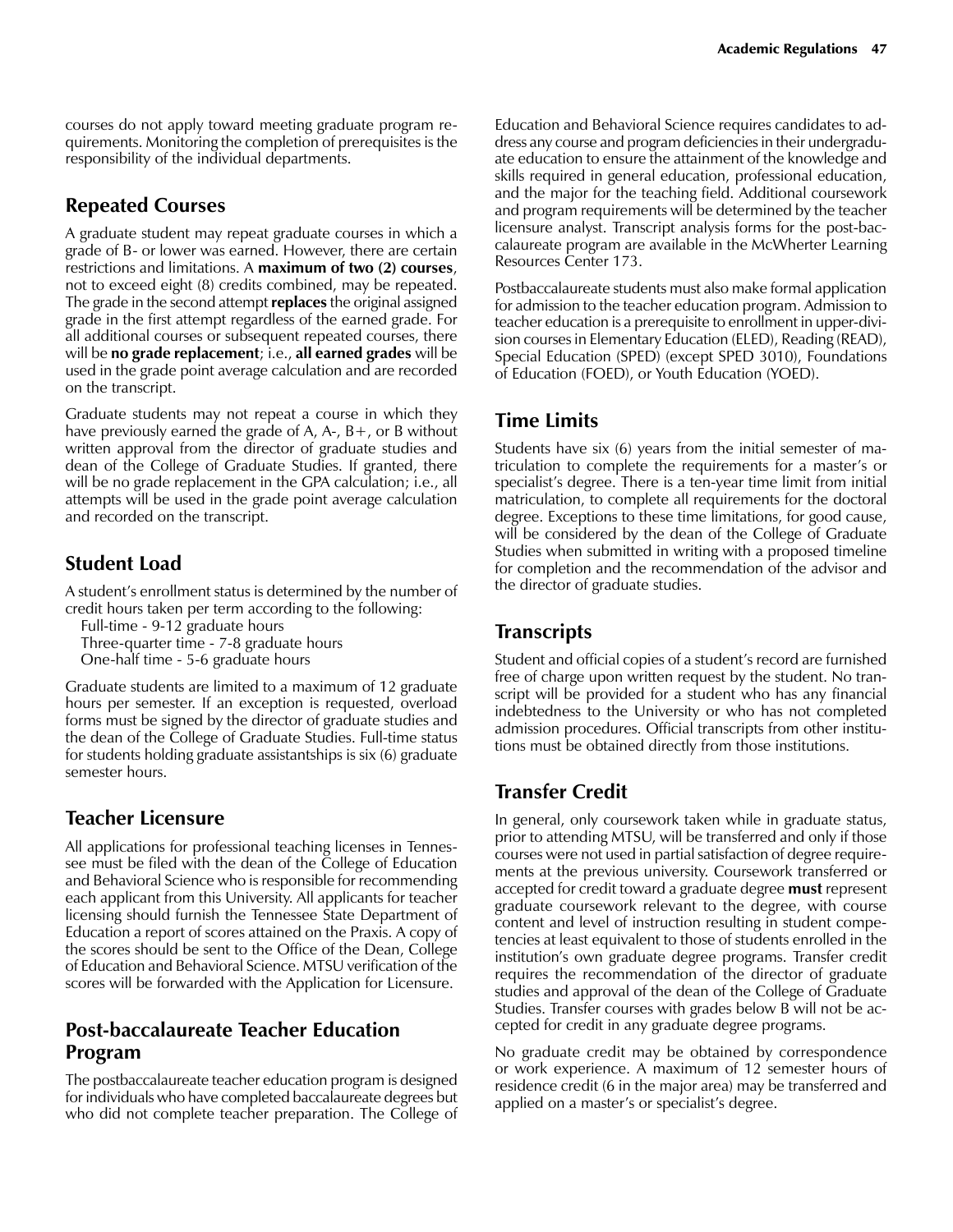courses do not apply toward meeting graduate program requirements. Monitoring the completion of prerequisites is the responsibility of the individual departments.

## Repeated Courses

A graduate student may repeat graduate courses in which a grade of B- or lower was earned. However, there are certain restrictions and limitations. A **maximum of two (2) courses**, not to exceed eight (8) credits combined, may be repeated. The grade in the second attempt **replaces** the original assigned grade in the first attempt regardless of the earned grade. For all additional courses or subsequent repeated courses, there will be **no grade replacement**; i.e., **all earned grades** will be used in the grade point average calculation and are recorded on the transcript.

Graduate students may not repeat a course in which they have previously earned the grade of A, A-, B+, or B without written approval from the director of graduate studies and dean of the College of Graduate Studies. If granted, there will be no grade replacement in the GPA calculation; i.e., all attempts will be used in the grade point average calculation and recorded on the transcript.

## Student Load

A student's enrollment status is determined by the number of credit hours taken per term according to the following:

Full-time - 9-12 graduate hours
Three-quarter time - 7-8 graduate hours
One-half time - 5-6 graduate hours

Graduate students are limited to a maximum of 12 graduate hours per semester. If an exception is requested, overload forms must be signed by the director of graduate studies and the dean of the College of Graduate Studies. Full-time status for students holding graduate assistantships is six (6) graduate semester hours.

## Teacher Licensure

All applications for professional teaching licenses in Tennessee must be filed with the dean of the College of Education and Behavioral Science who is responsible for recommending each applicant from this University. All applicants for teacher licensing should furnish the Tennessee State Department of Education a report of scores attained on the Praxis. A copy of the scores should be sent to the Office of the Dean, College of Education and Behavioral Science. MTSU verification of the scores will be forwarded with the Application for Licensure.

## Post-baccalaureate Teacher Education Program

The postbaccalaureate teacher education program is designed for individuals who have completed baccalaureate degrees but who did not complete teacher preparation. The College of Education and Behavioral Science requires candidates to address any course and program deficiencies in their undergraduate education to ensure the attainment of the knowledge and skills required in general education, professional education, and the major for the teaching field. Additional coursework and program requirements will be determined by the teacher licensure analyst. Transcript analysis forms for the post-baccalaureate program are available in the McWherter Learning Resources Center 173.

Postbaccalaureate students must also make formal application for admission to the teacher education program. Admission to teacher education is a prerequisite to enrollment in upper-division courses in Elementary Education (ELED), Reading (READ), Special Education (SPED) (except SPED 3010), Foundations of Education (FOED), or Youth Education (YOED).

## Time Limits

Students have six (6) years from the initial semester of matriculation to complete the requirements for a master's or specialist's degree. There is a ten-year time limit from initial matriculation, to complete all requirements for the doctoral degree. Exceptions to these time limitations, for good cause, will be considered by the dean of the College of Graduate Studies when submitted in writing with a proposed timeline for completion and the recommendation of the advisor and the director of graduate studies.

## Transcripts

Student and official copies of a student's record are furnished free of charge upon written request by the student. No transcript will be provided for a student who has any financial indebtedness to the University or who has not completed admission procedures. Official transcripts from other institutions must be obtained directly from those institutions.

## Transfer Credit

In general, only coursework taken while in graduate status, prior to attending MTSU, will be transferred and only if those courses were not used in partial satisfaction of degree requirements at the previous university. Coursework transferred or accepted for credit toward a graduate degree **must** represent graduate coursework relevant to the degree, with course content and level of instruction resulting in student competencies at least equivalent to those of students enrolled in the institution's own graduate degree programs. Transfer credit requires the recommendation of the director of graduate studies and approval of the dean of the College of Graduate Studies. Transfer courses with grades below B will not be accepted for credit in any graduate degree programs.

No graduate credit may be obtained by correspondence or work experience. A maximum of 12 semester hours of residence credit (6 in the major area) may be transferred and applied on a master's or specialist's degree.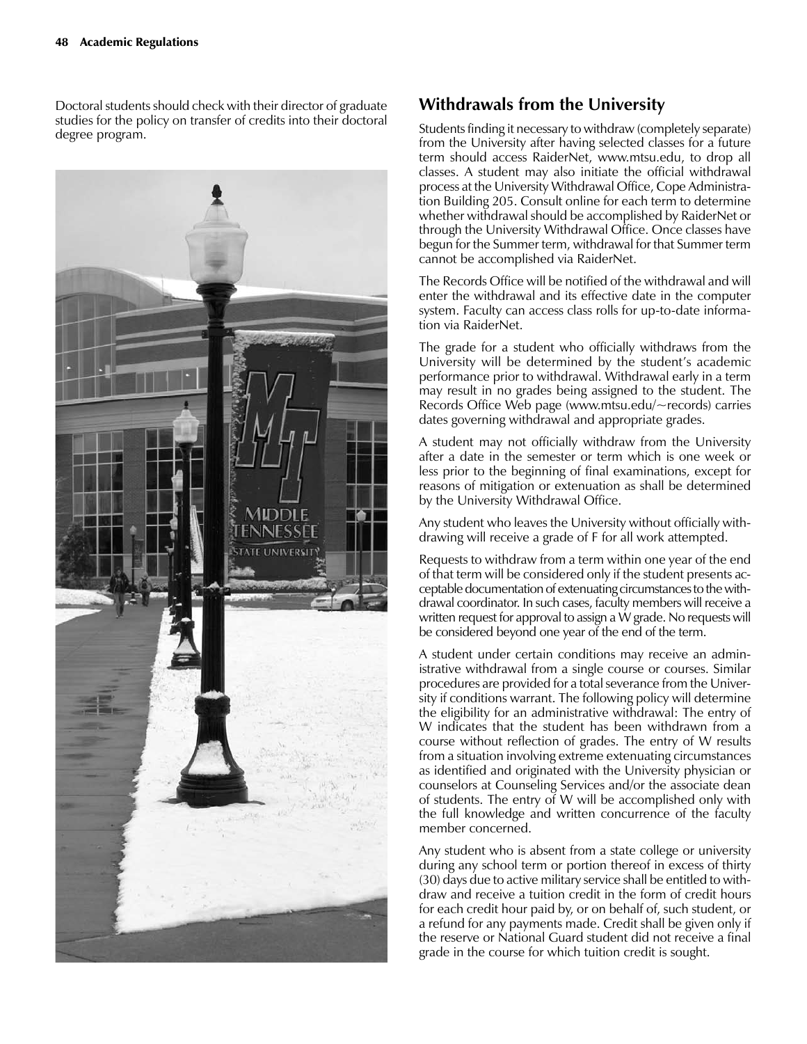Doctoral students should check with their director of graduate studies for the policy on transfer of credits into their doctoral degree program.

## Withdrawals from the University

Students finding it necessary to withdraw (completely separate) from the University after having selected classes for a future term should access RaiderNet, www.mtsu.edu, to drop all classes. A student may also initiate the official withdrawal process at the University Withdrawal Office, Cope Administration Building 205. Consult online for each term to determine whether withdrawal should be accomplished by RaiderNet or through the University Withdrawal Office. Once classes have begun for the Summer term, withdrawal for that Summer term cannot be accomplished via RaiderNet.

The Records Office will be notified of the withdrawal and will enter the withdrawal and its effective date in the computer system. Faculty can access class rolls for up-to-date information via RaiderNet.

The grade for a student who officially withdraws from the University will be determined by the student's academic performance prior to withdrawal. Withdrawal early in a term may result in no grades being assigned to the student. The Records Office Web page (www.mtsu.edu/~records) carries dates governing withdrawal and appropriate grades.

A student may not officially withdraw from the University after a date in the semester or term which is one week or less prior to the beginning of final examinations, except for reasons of mitigation or extenuation as shall be determined by the University Withdrawal Office.

Any student who leaves the University without officially withdrawing will receive a grade of F for all work attempted.

Requests to withdraw from a term within one year of the end of that term will be considered only if the student presents acceptable documentation of extenuating circumstances to the withdrawal coordinator. In such cases, faculty members will receive a written request for approval to assign a W grade. No requests will be considered beyond one year of the end of the term.

A student under certain conditions may receive an administrative withdrawal from a single course or courses. Similar procedures are provided for a total severance from the University if conditions warrant. The following policy will determine the eligibility for an administrative withdrawal: The entry of W indicates that the student has been withdrawn from a course without reflection of grades. The entry of W results from a situation involving extreme extenuating circumstances as identified and originated with the University physician or counselors at Counseling Services and/or the associate dean of students. The entry of W will be accomplished only with the full knowledge and written concurrence of the faculty member concerned.

Any student who is absent from a state college or university during any school term or portion thereof in excess of thirty (30) days due to active military service shall be entitled to withdraw and receive a tuition credit in the form of credit hours for each credit hour paid by, or on behalf of, such student, or a refund for any payments made. Credit shall be given only if the reserve or National Guard student did not receive a final grade in the course for which tuition credit is sought.